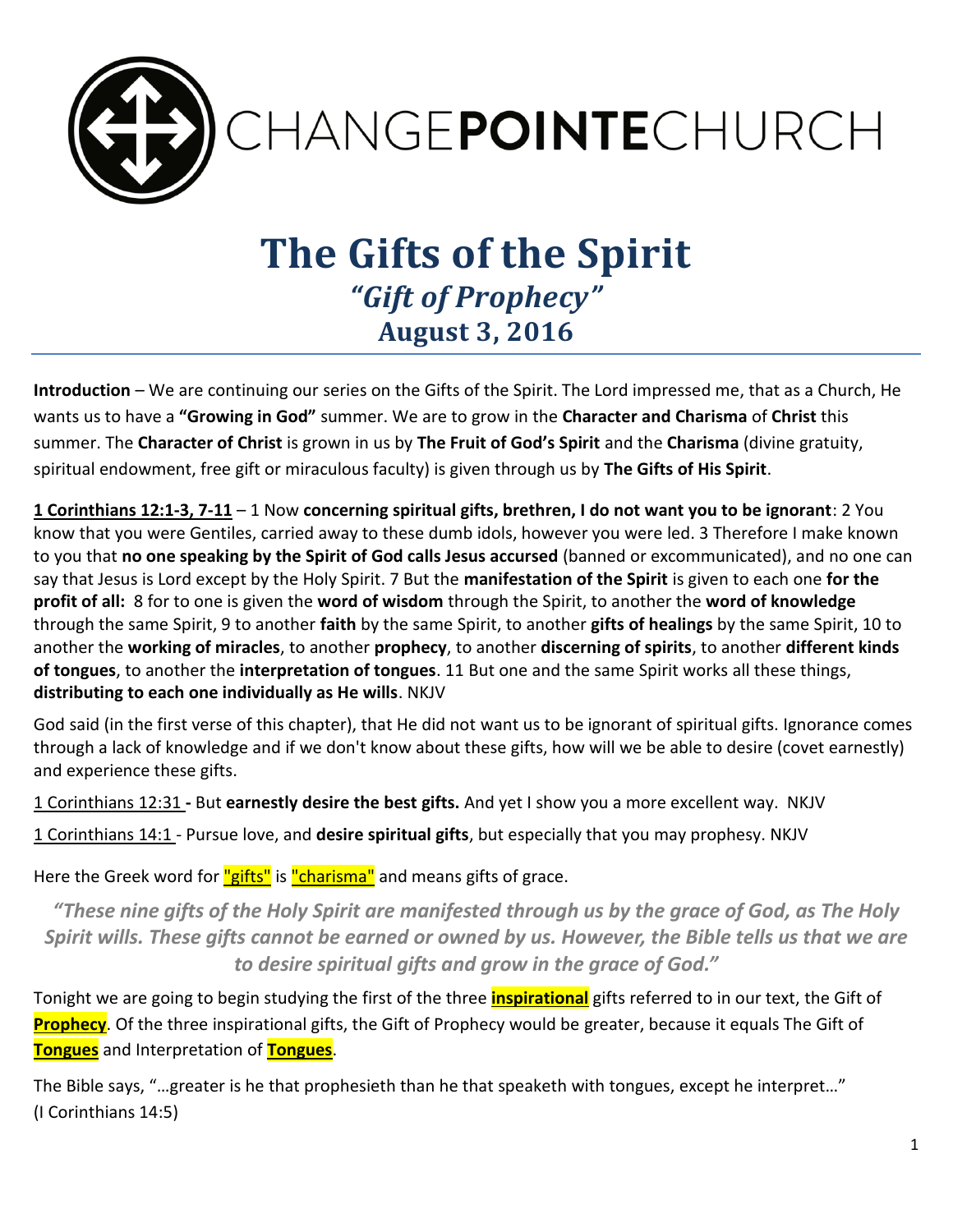CHANGE**POINTE**CHURCH

# The Gifts of the Spirit

## *"Gift of Prophecy"*

## August 3, 2016

**Introduction** – We are continuing our series on the Gifts of the Spirit. The Lord impressed me, that as a Church, He wants us to have a **"Growing in God"** summer. We are to grow in the **Character and Charisma** of **Christ** this summer. The **Character of Christ** is grown in us by **The Fruit of God's Spirit** and the **Charisma** (divine gratuity, spiritual endowment, free gift or miraculous faculty) is given through us by **The Gifts of His Spirit**.

**1 Corinthians 12:1-3, 7-11** – 1 Now **concerning spiritual gifts, brethren, I do not want you to be ignorant**: 2 You know that you were Gentiles, carried away to these dumb idols, however you were led. 3 Therefore I make known to you that **no one speaking by the Spirit of God calls Jesus accursed** (banned or excommunicated), and no one can say that Jesus is Lord except by the Holy Spirit. 7 But the **manifestation of the Spirit** is given to each one **for the profit of all:** 8 for to one is given the **word of wisdom** through the Spirit, to another the **word of knowledge** through the same Spirit, 9 to another **faith** by the same Spirit, to another **gifts of healings** by the same Spirit, 10 to another the **working of miracles**, to another **prophecy**, to another **discerning of spirits**, to another **different kinds of tongues**, to another the **interpretation of tongues**. 11 But one and the same Spirit works all these things, **distributing to each one individually as He wills**. NKJV

God said (in the first verse of this chapter), that He did not want us to be ignorant of spiritual gifts. Ignorance comes through a lack of knowledge and if we don't know about these gifts, how will we be able to desire (covet earnestly) and experience these gifts.

1 Corinthians 12:31 **-** But **earnestly desire the best gifts.** And yet I show you a more excellent way. NKJV

1 Corinthians 14:1 - Pursue love, and **desire spiritual gifts**, but especially that you may prophesy. NKJV

Here the Greek word for "gifts" is "charisma" and means gifts of grace.

***"These nine gifts of the Holy Spirit are manifested through us by the grace of God, as The Holy Spirit wills. These gifts cannot be earned or owned by us. However, the Bible tells us that we are to desire spiritual gifts and grow in the grace of God."***

Tonight we are going to begin studying the first of the three **inspirational** gifts referred to in our text, the Gift of **Prophecy**. Of the three inspirational gifts, the Gift of Prophecy would be greater, because it equals The Gift of **Tongues** and Interpretation of **Tongues**.

The Bible says, "…greater is he that prophesieth than he that speaketh with tongues, except he interpret…" (I Corinthians 14:5)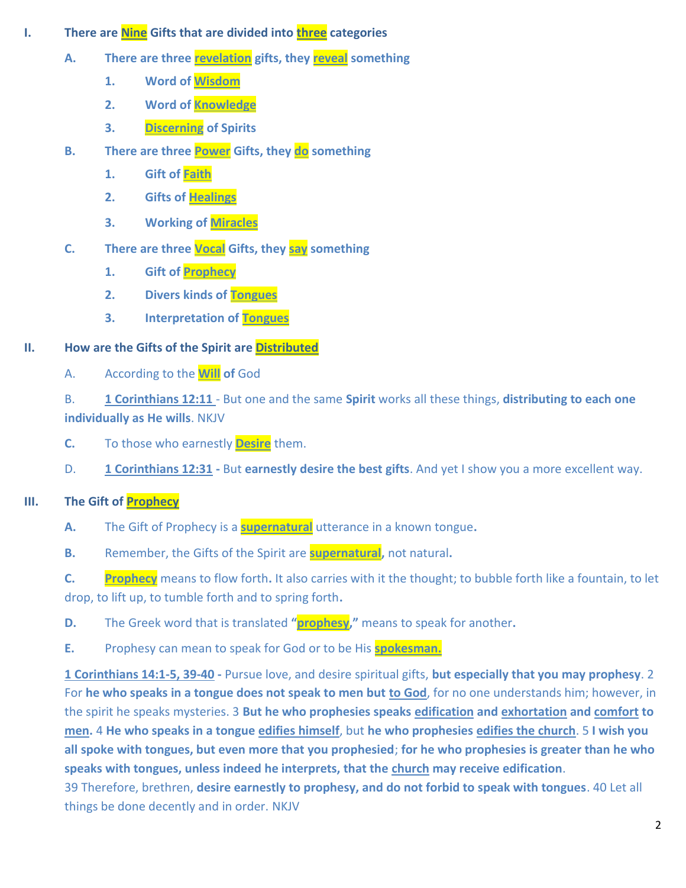I. **There are Nine Gifts that are divided into three categories**

   A. **There are three revelation gifts, they reveal something**

      1. **Word of Wisdom**
      2. **Word of Knowledge**
      3. **Discerning of Spirits**

   B. **There are three Power Gifts, they do something**

      1. **Gift of Faith**
      2. **Gifts of Healings**
      3. **Working of Miracles**

   C. **There are three Vocal Gifts, they say something**

      1. **Gift of Prophecy**
      2. **Divers kinds of Tongues**
      3. **Interpretation of Tongues**

II. **How are the Gifts of the Spirit are Distributed**

   A. According to the **Will of** God

   B. **1 Corinthians 12:11** - But one and the same **Spirit** works all these things, **distributing to each one individually as He wills**. NKJV

   **C.** To those who earnestly **Desire** them.

   D. **1 Corinthians 12:31 -** But **earnestly desire the best gifts**. And yet I show you a more excellent way.

III. **The Gift of Prophecy**

   **A.** The Gift of Prophecy is a **supernatural** utterance in a known tongue**.**

   **B.** Remember, the Gifts of the Spirit are **supernatural**, not natural**.**

   **C.** **Prophecy** means to flow forth**.** It also carries with it the thought; to bubble forth like a fountain, to let drop, to lift up, to tumble forth and to spring forth**.**

   **D.** The Greek word that is translated **"prophesy,"** means to speak for another**.**

   **E.** Prophesy can mean to speak for God or to be His **spokesman.**

**1 Corinthians 14:1-5, 39-40 -** Pursue love, and desire spiritual gifts, **but especially that you may prophesy**. 2 For **he who speaks in a tongue does not speak to men but to God**, for no one understands him; however, in the spirit he speaks mysteries. 3 **But he who prophesies speaks edification and exhortation and comfort to men.** 4 **He who speaks in a tongue edifies himself**, but **he who prophesies edifies the church**. 5 **I wish you all spoke with tongues, but even more that you prophesied**; **for he who prophesies is greater than he who speaks with tongues, unless indeed he interprets, that the church may receive edification**.
39 Therefore, brethren, **desire earnestly to prophesy, and do not forbid to speak with tongues**. 40 Let all things be done decently and in order. NKJV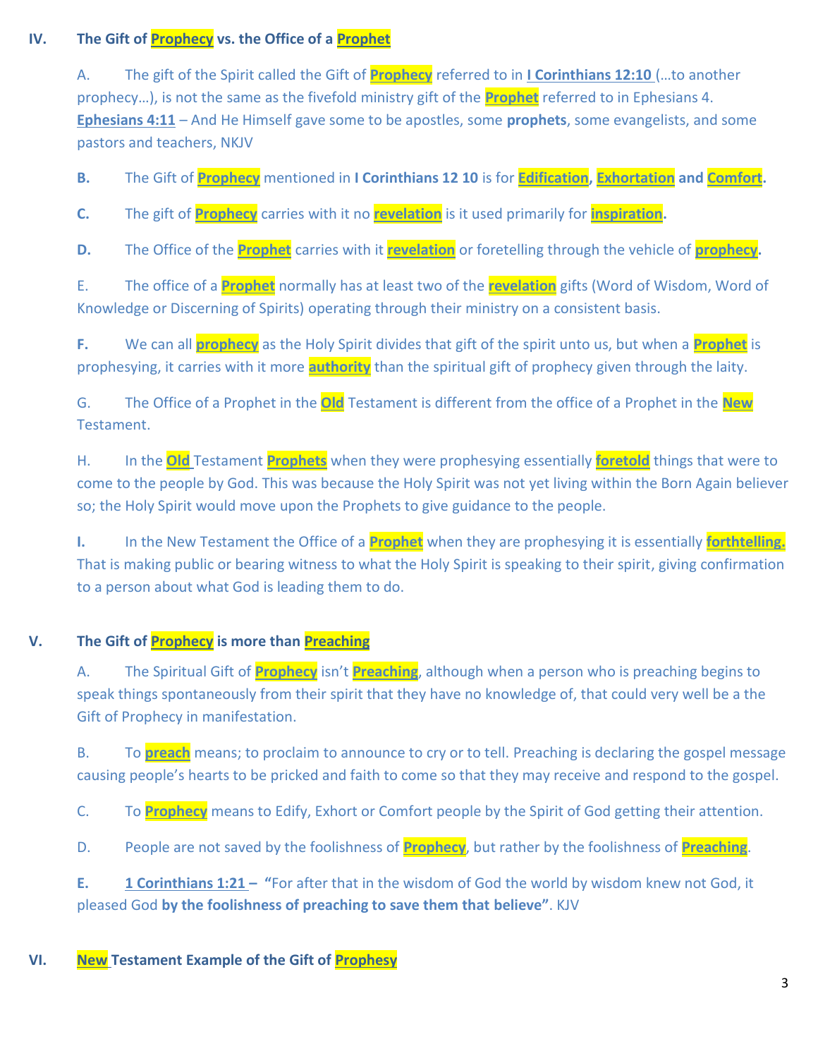## IV. The Gift of Prophecy vs. the Office of a Prophet

A. The gift of the Spirit called the Gift of **Prophecy** referred to in **I Corinthians 12:10** (…to another prophecy…), is not the same as the fivefold ministry gift of the **Prophet** referred to in Ephesians 4. **Ephesians 4:11** – And He Himself gave some to be apostles, some **prophets**, some evangelists, and some pastors and teachers, NKJV

**B.** The Gift of **Prophecy** mentioned in **I Corinthians 12 10** is for **Edification**, **Exhortation** **and** **Comfort**.

**C.** The gift of **Prophecy** carries with it no **revelation** is it used primarily for **inspiration**.

**D.** The Office of the **Prophet** carries with it **revelation** or foretelling through the vehicle of **prophecy**.

E. The office of a **Prophet** normally has at least two of the **revelation** gifts (Word of Wisdom, Word of Knowledge or Discerning of Spirits) operating through their ministry on a consistent basis.

**F.** We can all **prophecy** as the Holy Spirit divides that gift of the spirit unto us, but when a **Prophet** is prophesying, it carries with it more **authority** than the spiritual gift of prophecy given through the laity.

G. The Office of a Prophet in the **Old** Testament is different from the office of a Prophet in the **New** Testament.

H. In the **Old** Testament **Prophets** when they were prophesying essentially **foretold** things that were to come to the people by God. This was because the Holy Spirit was not yet living within the Born Again believer so; the Holy Spirit would move upon the Prophets to give guidance to the people.

**I.** In the New Testament the Office of a **Prophet** when they are prophesying it is essentially **forthtelling.** That is making public or bearing witness to what the Holy Spirit is speaking to their spirit, giving confirmation to a person about what God is leading them to do.

## V. The Gift of Prophecy is more than Preaching

A. The Spiritual Gift of **Prophecy** isn't **Preaching**, although when a person who is preaching begins to speak things spontaneously from their spirit that they have no knowledge of, that could very well be a the Gift of Prophecy in manifestation.

B. To **preach** means; to proclaim to announce to cry or to tell. Preaching is declaring the gospel message causing people's hearts to be pricked and faith to come so that they may receive and respond to the gospel.

C. To **Prophecy** means to Edify, Exhort or Comfort people by the Spirit of God getting their attention.

D. People are not saved by the foolishness of **Prophecy**, but rather by the foolishness of **Preaching**.

**E.** **1 Corinthians 1:21** – "For after that in the wisdom of God the world by wisdom knew not God, it pleased God **by the foolishness of preaching to save them that believe"**. KJV

## VI. New Testament Example of the Gift of Prophesy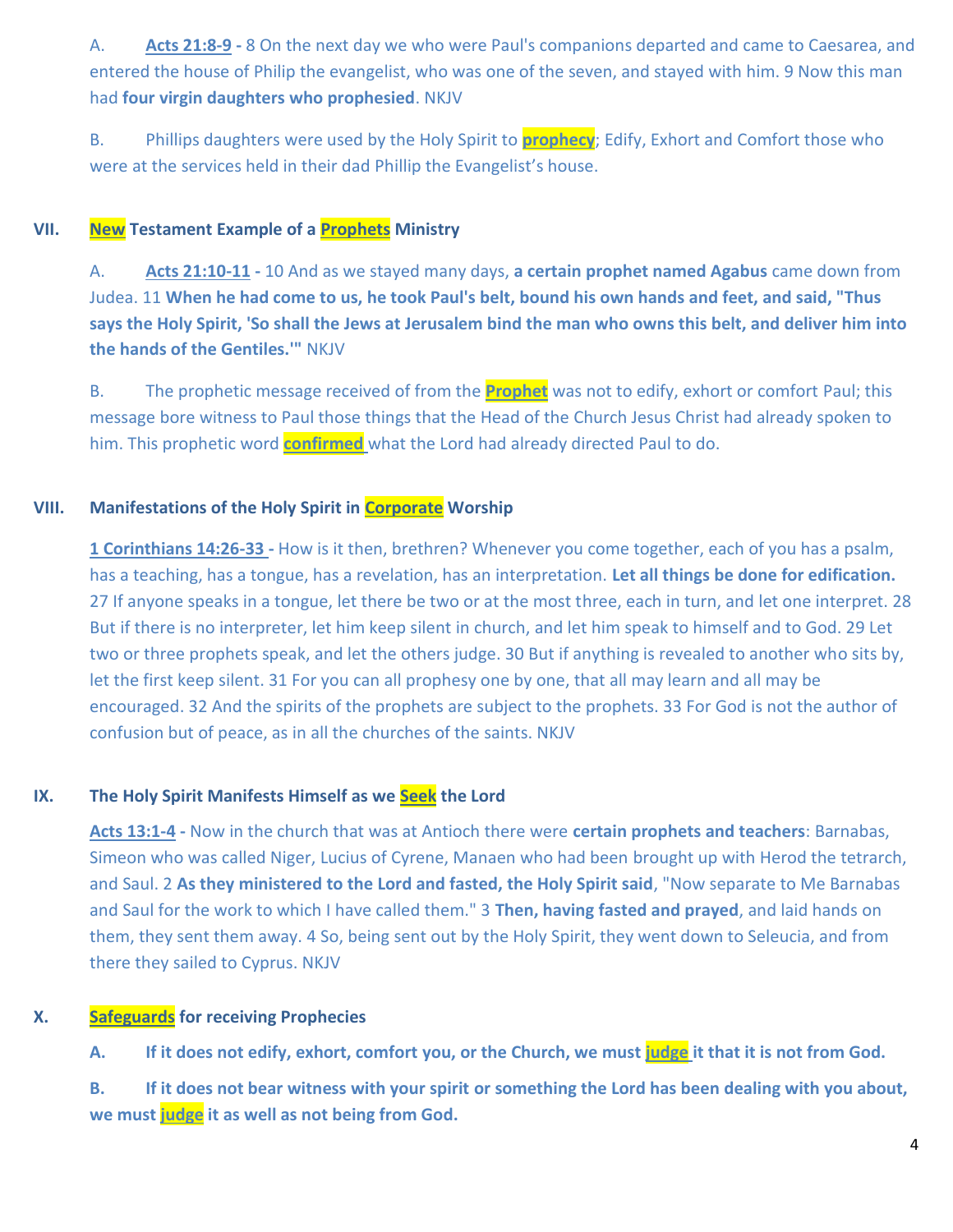A. **Acts 21:8-9 -** 8 On the next day we who were Paul's companions departed and came to Caesarea, and entered the house of Philip the evangelist, who was one of the seven, and stayed with him. 9 Now this man had **four virgin daughters who prophesied**. NKJV

B. Phillips daughters were used by the Holy Spirit to **prophecy**; Edify, Exhort and Comfort those who were at the services held in their dad Phillip the Evangelist's house.

## VII. New Testament Example of a Prophets Ministry

A. **Acts 21:10-11 -** 10 And as we stayed many days, **a certain prophet named Agabus** came down from Judea. 11 **When he had come to us, he took Paul's belt, bound his own hands and feet, and said, "Thus says the Holy Spirit, 'So shall the Jews at Jerusalem bind the man who owns this belt, and deliver him into the hands of the Gentiles.'"** NKJV

B. The prophetic message received of from the **Prophet** was not to edify, exhort or comfort Paul; this message bore witness to Paul those things that the Head of the Church Jesus Christ had already spoken to him. This prophetic word **confirmed** what the Lord had already directed Paul to do.

## VIII. Manifestations of the Holy Spirit in Corporate Worship

**1 Corinthians 14:26-33 -** How is it then, brethren? Whenever you come together, each of you has a psalm, has a teaching, has a tongue, has a revelation, has an interpretation. **Let all things be done for edification.** 27 If anyone speaks in a tongue, let there be two or at the most three, each in turn, and let one interpret. 28 But if there is no interpreter, let him keep silent in church, and let him speak to himself and to God. 29 Let two or three prophets speak, and let the others judge. 30 But if anything is revealed to another who sits by, let the first keep silent. 31 For you can all prophesy one by one, that all may learn and all may be encouraged. 32 And the spirits of the prophets are subject to the prophets. 33 For God is not the author of confusion but of peace, as in all the churches of the saints. NKJV

## IX. The Holy Spirit Manifests Himself as we Seek the Lord

**Acts 13:1-4 -** Now in the church that was at Antioch there were **certain prophets and teachers**: Barnabas, Simeon who was called Niger, Lucius of Cyrene, Manaen who had been brought up with Herod the tetrarch, and Saul. 2 **As they ministered to the Lord and fasted, the Holy Spirit said**, "Now separate to Me Barnabas and Saul for the work to which I have called them." 3 **Then, having fasted and prayed**, and laid hands on them, they sent them away. 4 So, being sent out by the Holy Spirit, they went down to Seleucia, and from there they sailed to Cyprus. NKJV

## X. Safeguards for receiving Prophecies

**A. If it does not edify, exhort, comfort you, or the Church, we must judge it that it is not from God.**

**B. If it does not bear witness with your spirit or something the Lord has been dealing with you about, we must judge it as well as not being from God.**